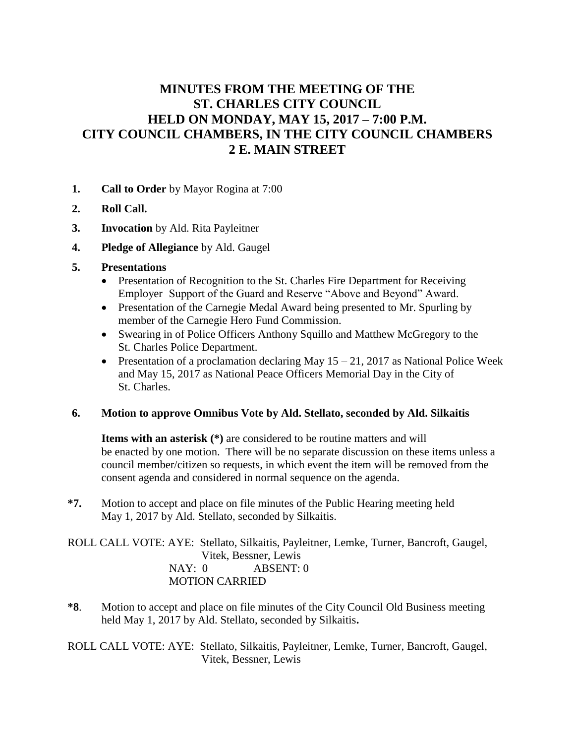# MINUTES FROM THE MEETING OF THE ST. CHARLES CITY COUNCIL HELD ON MONDAY, MAY 15, 2017 – 7:00 P.M. CITY COUNCIL CHAMBERS, IN THE CITY COUNCIL CHAMBERS 2 E. MAIN STREET

1. **Call to Order** by Mayor Rogina at 7:00
2. **Roll Call.**
3. **Invocation** by Ald. Rita Payleitner
4. **Pledge of Allegiance** by Ald. Gaugel
5. **Presentations**
   - Presentation of Recognition to the St. Charles Fire Department for Receiving Employer Support of the Guard and Reserve "Above and Beyond" Award.
   - Presentation of the Carnegie Medal Award being presented to Mr. Spurling by member of the Carnegie Hero Fund Commission.
   - Swearing in of Police Officers Anthony Squillo and Matthew McGregory to the St. Charles Police Department.
   - Presentation of a proclamation declaring May 15 – 21, 2017 as National Police Week and May 15, 2017 as National Peace Officers Memorial Day in the City of St. Charles.
6. **Motion to approve Omnibus Vote by Ald. Stellato, seconded by Ald. Silkaitis**

   **Items with an asterisk (*)** are considered to be routine matters and will be enacted by one motion. There will be no separate discussion on these items unless a council member/citizen so requests, in which event the item will be removed from the consent agenda and considered in normal sequence on the agenda.

**\*7.** Motion to accept and place on file minutes of the Public Hearing meeting held May 1, 2017 by Ald. Stellato, seconded by Silkaitis.

ROLL CALL VOTE: AYE: Stellato, Silkaitis, Payleitner, Lemke, Turner, Bancroft, Gaugel, Vitek, Bessner, Lewis
NAY: 0 ABSENT: 0
MOTION CARRIED

**\*8**. Motion to accept and place on file minutes of the City Council Old Business meeting held May 1, 2017 by Ald. Stellato, seconded by Silkaitis**.**

ROLL CALL VOTE: AYE: Stellato, Silkaitis, Payleitner, Lemke, Turner, Bancroft, Gaugel, Vitek, Bessner, Lewis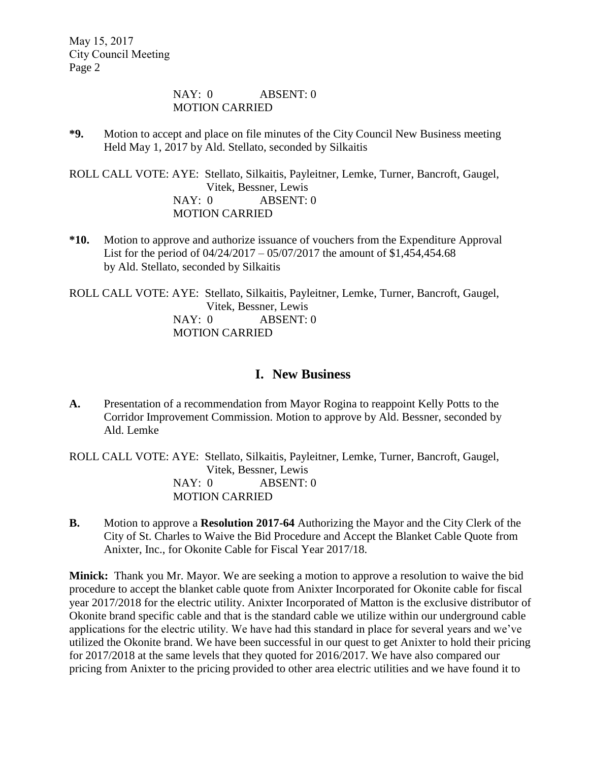NAY: 0 ABSENT: 0
MOTION CARRIED

**\*9.** Motion to accept and place on file minutes of the City Council New Business meeting Held May 1, 2017 by Ald. Stellato, seconded by Silkaitis

ROLL CALL VOTE: AYE: Stellato, Silkaitis, Payleitner, Lemke, Turner, Bancroft, Gaugel, Vitek, Bessner, Lewis
NAY: 0 ABSENT: 0
MOTION CARRIED

**\*10.** Motion to approve and authorize issuance of vouchers from the Expenditure Approval List for the period of 04/24/2017 – 05/07/2017 the amount of $1,454,454.68 by Ald. Stellato, seconded by Silkaitis

ROLL CALL VOTE: AYE: Stellato, Silkaitis, Payleitner, Lemke, Turner, Bancroft, Gaugel, Vitek, Bessner, Lewis
NAY: 0 ABSENT: 0
MOTION CARRIED

## I. New Business

**A.** Presentation of a recommendation from Mayor Rogina to reappoint Kelly Potts to the Corridor Improvement Commission. Motion to approve by Ald. Bessner, seconded by Ald. Lemke

ROLL CALL VOTE: AYE: Stellato, Silkaitis, Payleitner, Lemke, Turner, Bancroft, Gaugel, Vitek, Bessner, Lewis
NAY: 0 ABSENT: 0
MOTION CARRIED

**B.** Motion to approve a **Resolution 2017-64** Authorizing the Mayor and the City Clerk of the City of St. Charles to Waive the Bid Procedure and Accept the Blanket Cable Quote from Anixter, Inc., for Okonite Cable for Fiscal Year 2017/18.

**Minick:** Thank you Mr. Mayor. We are seeking a motion to approve a resolution to waive the bid procedure to accept the blanket cable quote from Anixter Incorporated for Okonite cable for fiscal year 2017/2018 for the electric utility. Anixter Incorporated of Matton is the exclusive distributor of Okonite brand specific cable and that is the standard cable we utilize within our underground cable applications for the electric utility. We have had this standard in place for several years and we've utilized the Okonite brand. We have been successful in our quest to get Anixter to hold their pricing for 2017/2018 at the same levels that they quoted for 2016/2017. We have also compared our pricing from Anixter to the pricing provided to other area electric utilities and we have found it to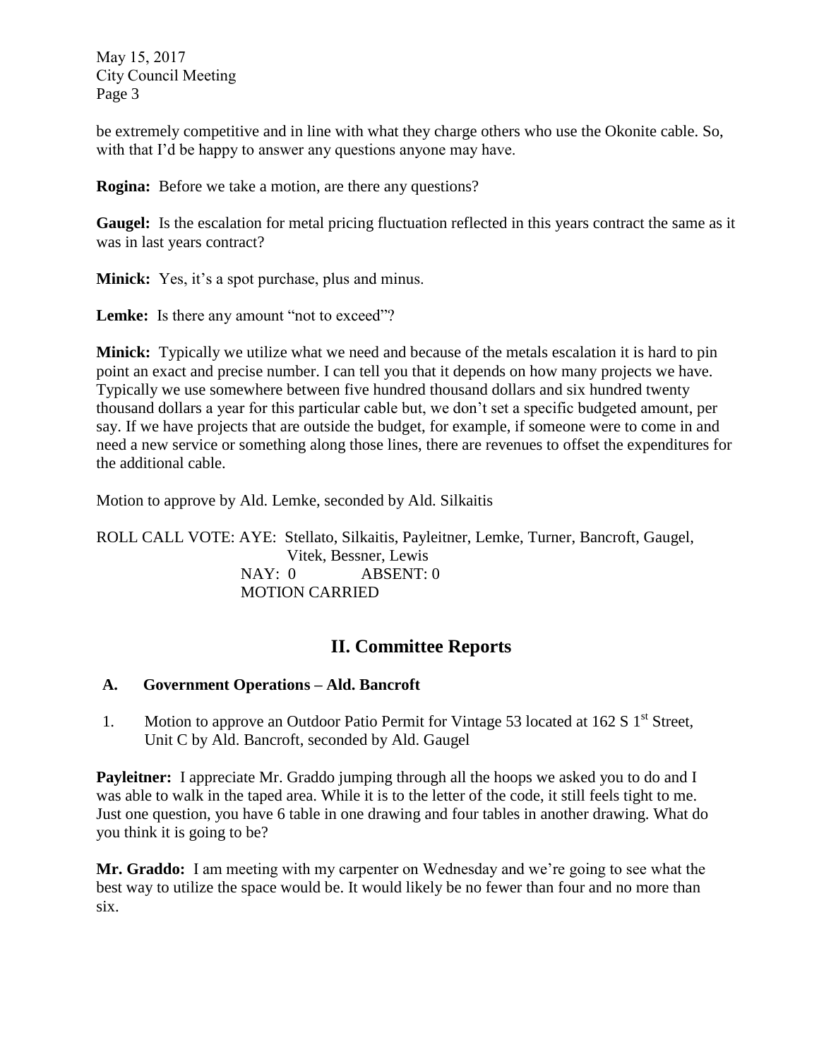be extremely competitive and in line with what they charge others who use the Okonite cable. So, with that I'd be happy to answer any questions anyone may have.

**Rogina:** Before we take a motion, are there any questions?

**Gaugel:** Is the escalation for metal pricing fluctuation reflected in this years contract the same as it was in last years contract?

**Minick:** Yes, it's a spot purchase, plus and minus.

**Lemke:** Is there any amount "not to exceed"?

**Minick:** Typically we utilize what we need and because of the metals escalation it is hard to pin point an exact and precise number. I can tell you that it depends on how many projects we have. Typically we use somewhere between five hundred thousand dollars and six hundred twenty thousand dollars a year for this particular cable but, we don't set a specific budgeted amount, per say. If we have projects that are outside the budget, for example, if someone were to come in and need a new service or something along those lines, there are revenues to offset the expenditures for the additional cable.

Motion to approve by Ald. Lemke, seconded by Ald. Silkaitis

ROLL CALL VOTE: AYE: Stellato, Silkaitis, Payleitner, Lemke, Turner, Bancroft, Gaugel, Vitek, Bessner, Lewis
NAY: 0 ABSENT: 0
MOTION CARRIED

## II. Committee Reports

### A. Government Operations – Ald. Bancroft

1. Motion to approve an Outdoor Patio Permit for Vintage 53 located at 162 S 1st Street, Unit C by Ald. Bancroft, seconded by Ald. Gaugel

**Payleitner:** I appreciate Mr. Graddo jumping through all the hoops we asked you to do and I was able to walk in the taped area. While it is to the letter of the code, it still feels tight to me. Just one question, you have 6 table in one drawing and four tables in another drawing. What do you think it is going to be?

**Mr. Graddo:** I am meeting with my carpenter on Wednesday and we're going to see what the best way to utilize the space would be. It would likely be no fewer than four and no more than six.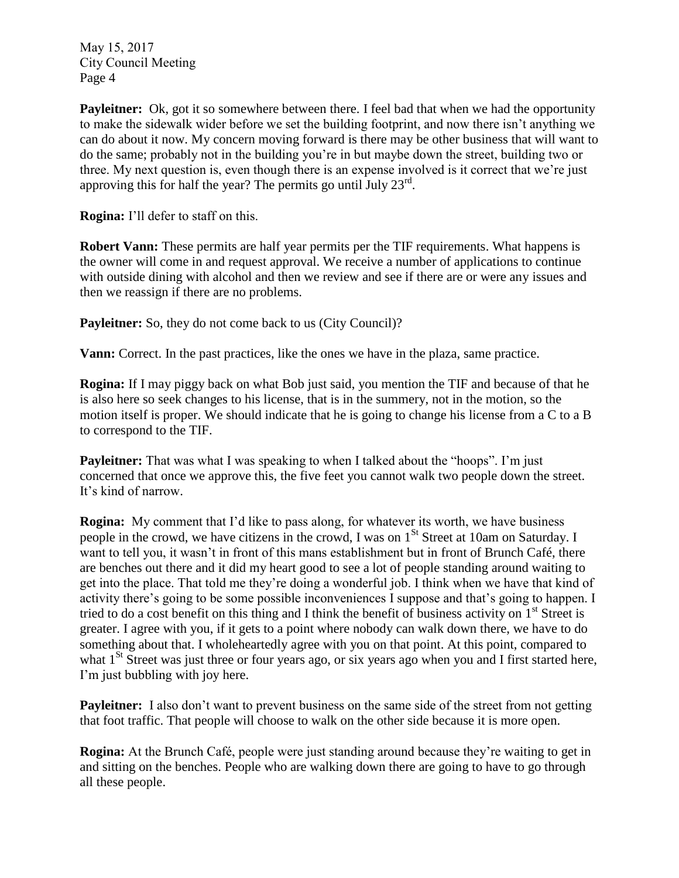**Payleitner:** Ok, got it so somewhere between there. I feel bad that when we had the opportunity to make the sidewalk wider before we set the building footprint, and now there isn't anything we can do about it now. My concern moving forward is there may be other business that will want to do the same; probably not in the building you're in but maybe down the street, building two or three. My next question is, even though there is an expense involved is it correct that we're just approving this for half the year? The permits go until July 23rd.

**Rogina:** I'll defer to staff on this.

**Robert Vann:** These permits are half year permits per the TIF requirements. What happens is the owner will come in and request approval. We receive a number of applications to continue with outside dining with alcohol and then we review and see if there are or were any issues and then we reassign if there are no problems.

**Payleitner:** So, they do not come back to us (City Council)?

**Vann:** Correct. In the past practices, like the ones we have in the plaza, same practice.

**Rogina:** If I may piggy back on what Bob just said, you mention the TIF and because of that he is also here so seek changes to his license, that is in the summery, not in the motion, so the motion itself is proper. We should indicate that he is going to change his license from a C to a B to correspond to the TIF.

**Payleitner:** That was what I was speaking to when I talked about the "hoops". I'm just concerned that once we approve this, the five feet you cannot walk two people down the street. It's kind of narrow.

**Rogina:** My comment that I'd like to pass along, for whatever its worth, we have business people in the crowd, we have citizens in the crowd, I was on 1St Street at 10am on Saturday. I want to tell you, it wasn't in front of this mans establishment but in front of Brunch Café, there are benches out there and it did my heart good to see a lot of people standing around waiting to get into the place. That told me they're doing a wonderful job. I think when we have that kind of activity there's going to be some possible inconveniences I suppose and that's going to happen. I tried to do a cost benefit on this thing and I think the benefit of business activity on 1st Street is greater. I agree with you, if it gets to a point where nobody can walk down there, we have to do something about that. I wholeheartedly agree with you on that point. At this point, compared to what 1St Street was just three or four years ago, or six years ago when you and I first started here, I'm just bubbling with joy here.

**Payleitner:** I also don't want to prevent business on the same side of the street from not getting that foot traffic. That people will choose to walk on the other side because it is more open.

**Rogina:** At the Brunch Café, people were just standing around because they're waiting to get in and sitting on the benches. People who are walking down there are going to have to go through all these people.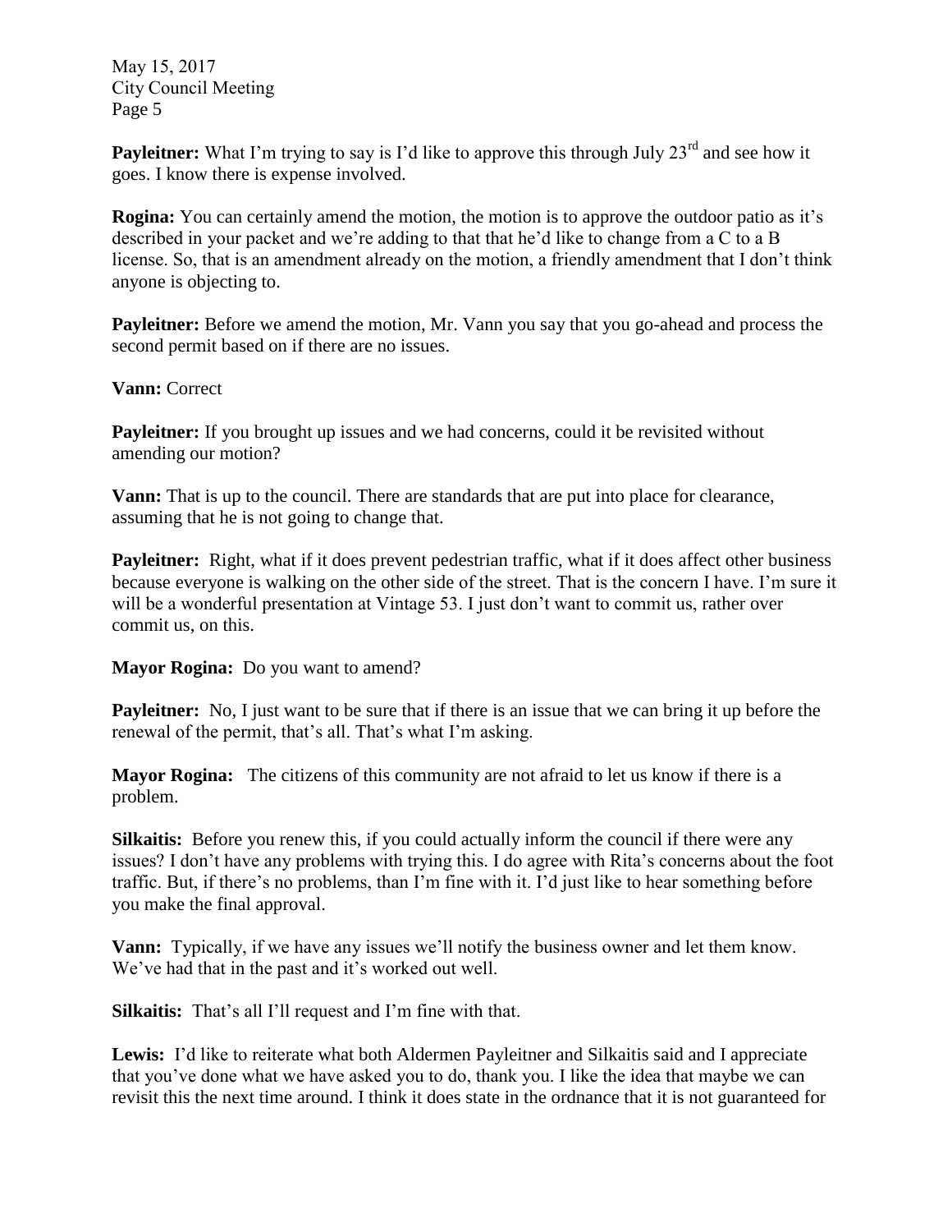**Payleitner:** What I'm trying to say is I'd like to approve this through July 23rd and see how it goes. I know there is expense involved.

**Rogina:** You can certainly amend the motion, the motion is to approve the outdoor patio as it's described in your packet and we're adding to that that he'd like to change from a C to a B license. So, that is an amendment already on the motion, a friendly amendment that I don't think anyone is objecting to.

**Payleitner:** Before we amend the motion, Mr. Vann you say that you go-ahead and process the second permit based on if there are no issues.

**Vann:** Correct

**Payleitner:** If you brought up issues and we had concerns, could it be revisited without amending our motion?

**Vann:** That is up to the council. There are standards that are put into place for clearance, assuming that he is not going to change that.

**Payleitner:** Right, what if it does prevent pedestrian traffic, what if it does affect other business because everyone is walking on the other side of the street. That is the concern I have. I'm sure it will be a wonderful presentation at Vintage 53. I just don't want to commit us, rather over commit us, on this.

**Mayor Rogina:** Do you want to amend?

**Payleitner:** No, I just want to be sure that if there is an issue that we can bring it up before the renewal of the permit, that's all. That's what I'm asking.

**Mayor Rogina:** The citizens of this community are not afraid to let us know if there is a problem.

**Silkaitis:** Before you renew this, if you could actually inform the council if there were any issues? I don't have any problems with trying this. I do agree with Rita's concerns about the foot traffic. But, if there's no problems, than I'm fine with it. I'd just like to hear something before you make the final approval.

**Vann:** Typically, if we have any issues we'll notify the business owner and let them know. We've had that in the past and it's worked out well.

**Silkaitis:** That's all I'll request and I'm fine with that.

**Lewis:** I'd like to reiterate what both Aldermen Payleitner and Silkaitis said and I appreciate that you've done what we have asked you to do, thank you. I like the idea that maybe we can revisit this the next time around. I think it does state in the ordnance that it is not guaranteed for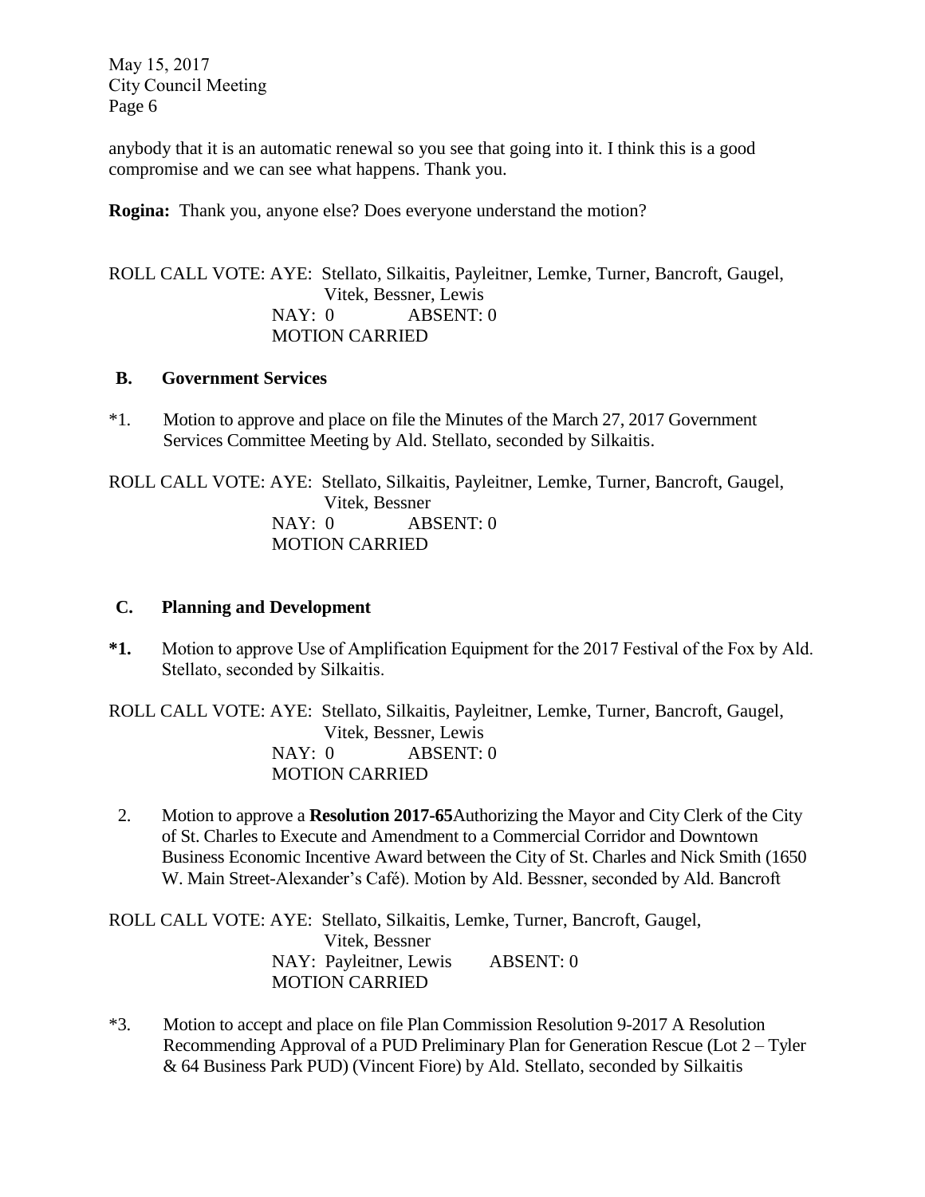anybody that it is an automatic renewal so you see that going into it. I think this is a good compromise and we can see what happens. Thank you.

**Rogina:** Thank you, anyone else? Does everyone understand the motion?

ROLL CALL VOTE: AYE: Stellato, Silkaitis, Payleitner, Lemke, Turner, Bancroft, Gaugel, Vitek, Bessner, Lewis
NAY: 0 ABSENT: 0
MOTION CARRIED

**B. Government Services**

*1. Motion to approve and place on file the Minutes of the March 27, 2017 Government Services Committee Meeting by Ald. Stellato, seconded by Silkaitis.

ROLL CALL VOTE: AYE: Stellato, Silkaitis, Payleitner, Lemke, Turner, Bancroft, Gaugel, Vitek, Bessner
NAY: 0 ABSENT: 0
MOTION CARRIED

**C. Planning and Development**

**\*1.** Motion to approve Use of Amplification Equipment for the 2017 Festival of the Fox by Ald. Stellato, seconded by Silkaitis.

ROLL CALL VOTE: AYE: Stellato, Silkaitis, Payleitner, Lemke, Turner, Bancroft, Gaugel, Vitek, Bessner, Lewis
NAY: 0 ABSENT: 0
MOTION CARRIED

2. Motion to approve a **Resolution 2017-65**Authorizing the Mayor and City Clerk of the City of St. Charles to Execute and Amendment to a Commercial Corridor and Downtown Business Economic Incentive Award between the City of St. Charles and Nick Smith (1650 W. Main Street-Alexander's Café). Motion by Ald. Bessner, seconded by Ald. Bancroft

ROLL CALL VOTE: AYE: Stellato, Silkaitis, Lemke, Turner, Bancroft, Gaugel, Vitek, Bessner
NAY: Payleitner, Lewis ABSENT: 0
MOTION CARRIED

*3. Motion to accept and place on file Plan Commission Resolution 9-2017 A Resolution Recommending Approval of a PUD Preliminary Plan for Generation Rescue (Lot 2 – Tyler & 64 Business Park PUD) (Vincent Fiore) by Ald. Stellato, seconded by Silkaitis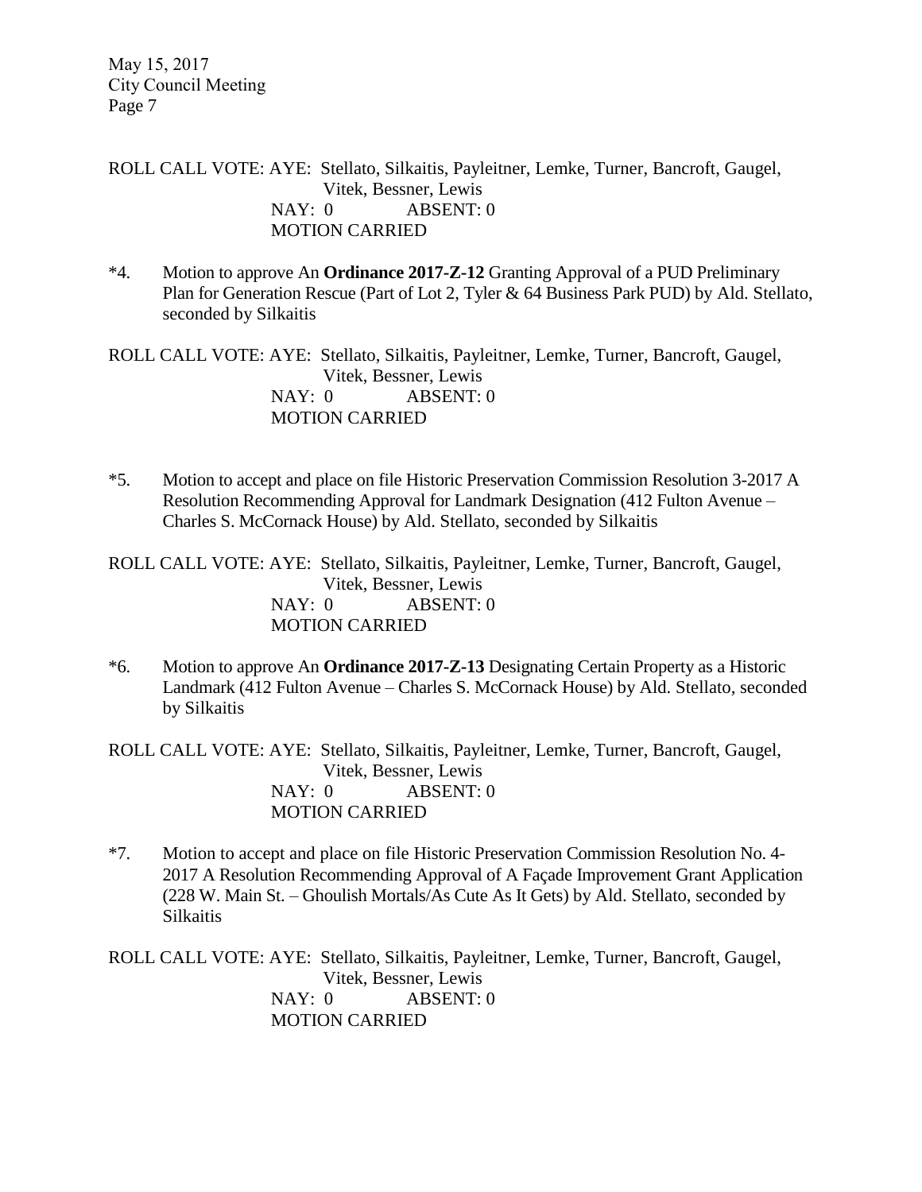ROLL CALL VOTE: AYE: Stellato, Silkaitis, Payleitner, Lemke, Turner, Bancroft, Gaugel, Vitek, Bessner, Lewis
NAY: 0 ABSENT: 0
MOTION CARRIED

*4. Motion to approve An **Ordinance 2017-Z-12** Granting Approval of a PUD Preliminary Plan for Generation Rescue (Part of Lot 2, Tyler & 64 Business Park PUD) by Ald. Stellato, seconded by Silkaitis

ROLL CALL VOTE: AYE: Stellato, Silkaitis, Payleitner, Lemke, Turner, Bancroft, Gaugel, Vitek, Bessner, Lewis
NAY: 0 ABSENT: 0
MOTION CARRIED

*5. Motion to accept and place on file Historic Preservation Commission Resolution 3-2017 A Resolution Recommending Approval for Landmark Designation (412 Fulton Avenue – Charles S. McCornack House) by Ald. Stellato, seconded by Silkaitis

ROLL CALL VOTE: AYE: Stellato, Silkaitis, Payleitner, Lemke, Turner, Bancroft, Gaugel, Vitek, Bessner, Lewis
NAY: 0 ABSENT: 0
MOTION CARRIED

*6. Motion to approve An **Ordinance 2017-Z-13** Designating Certain Property as a Historic Landmark (412 Fulton Avenue – Charles S. McCornack House) by Ald. Stellato, seconded by Silkaitis

ROLL CALL VOTE: AYE: Stellato, Silkaitis, Payleitner, Lemke, Turner, Bancroft, Gaugel, Vitek, Bessner, Lewis
NAY: 0 ABSENT: 0
MOTION CARRIED

*7. Motion to accept and place on file Historic Preservation Commission Resolution No. 4-2017 A Resolution Recommending Approval of A Façade Improvement Grant Application (228 W. Main St. – Ghoulish Mortals/As Cute As It Gets) by Ald. Stellato, seconded by Silkaitis

ROLL CALL VOTE: AYE: Stellato, Silkaitis, Payleitner, Lemke, Turner, Bancroft, Gaugel, Vitek, Bessner, Lewis
NAY: 0 ABSENT: 0
MOTION CARRIED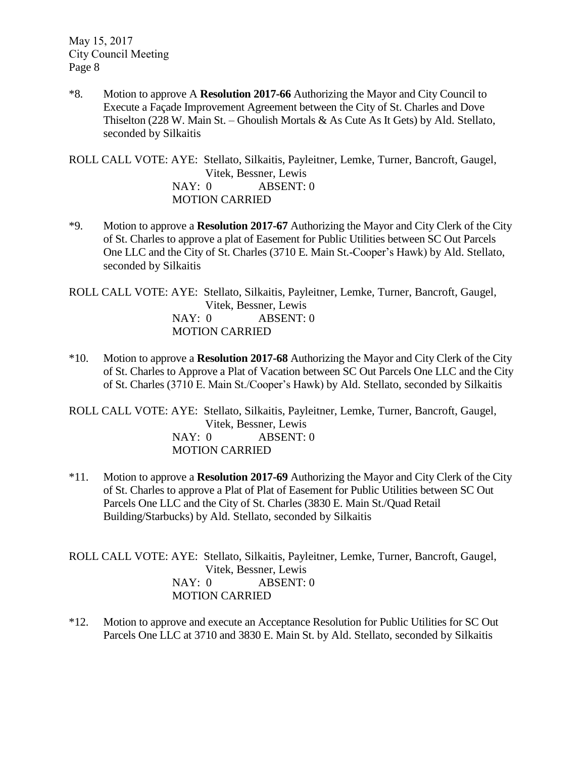*8. Motion to approve A **Resolution 2017-66** Authorizing the Mayor and City Council to Execute a Façade Improvement Agreement between the City of St. Charles and Dove Thiselton (228 W. Main St. – Ghoulish Mortals & As Cute As It Gets) by Ald. Stellato, seconded by Silkaitis

ROLL CALL VOTE: AYE: Stellato, Silkaitis, Payleitner, Lemke, Turner, Bancroft, Gaugel, Vitek, Bessner, Lewis
NAY: 0 ABSENT: 0
MOTION CARRIED

*9. Motion to approve a **Resolution 2017-67** Authorizing the Mayor and City Clerk of the City of St. Charles to approve a plat of Easement for Public Utilities between SC Out Parcels One LLC and the City of St. Charles (3710 E. Main St.-Cooper's Hawk) by Ald. Stellato, seconded by Silkaitis

ROLL CALL VOTE: AYE: Stellato, Silkaitis, Payleitner, Lemke, Turner, Bancroft, Gaugel, Vitek, Bessner, Lewis
NAY: 0 ABSENT: 0
MOTION CARRIED

*10. Motion to approve a **Resolution 2017-68** Authorizing the Mayor and City Clerk of the City of St. Charles to Approve a Plat of Vacation between SC Out Parcels One LLC and the City of St. Charles (3710 E. Main St./Cooper's Hawk) by Ald. Stellato, seconded by Silkaitis

ROLL CALL VOTE: AYE: Stellato, Silkaitis, Payleitner, Lemke, Turner, Bancroft, Gaugel, Vitek, Bessner, Lewis
NAY: 0 ABSENT: 0
MOTION CARRIED

*11. Motion to approve a **Resolution 2017-69** Authorizing the Mayor and City Clerk of the City of St. Charles to approve a Plat of Plat of Easement for Public Utilities between SC Out Parcels One LLC and the City of St. Charles (3830 E. Main St./Quad Retail Building/Starbucks) by Ald. Stellato, seconded by Silkaitis

ROLL CALL VOTE: AYE: Stellato, Silkaitis, Payleitner, Lemke, Turner, Bancroft, Gaugel, Vitek, Bessner, Lewis
NAY: 0 ABSENT: 0
MOTION CARRIED

*12. Motion to approve and execute an Acceptance Resolution for Public Utilities for SC Out Parcels One LLC at 3710 and 3830 E. Main St. by Ald. Stellato, seconded by Silkaitis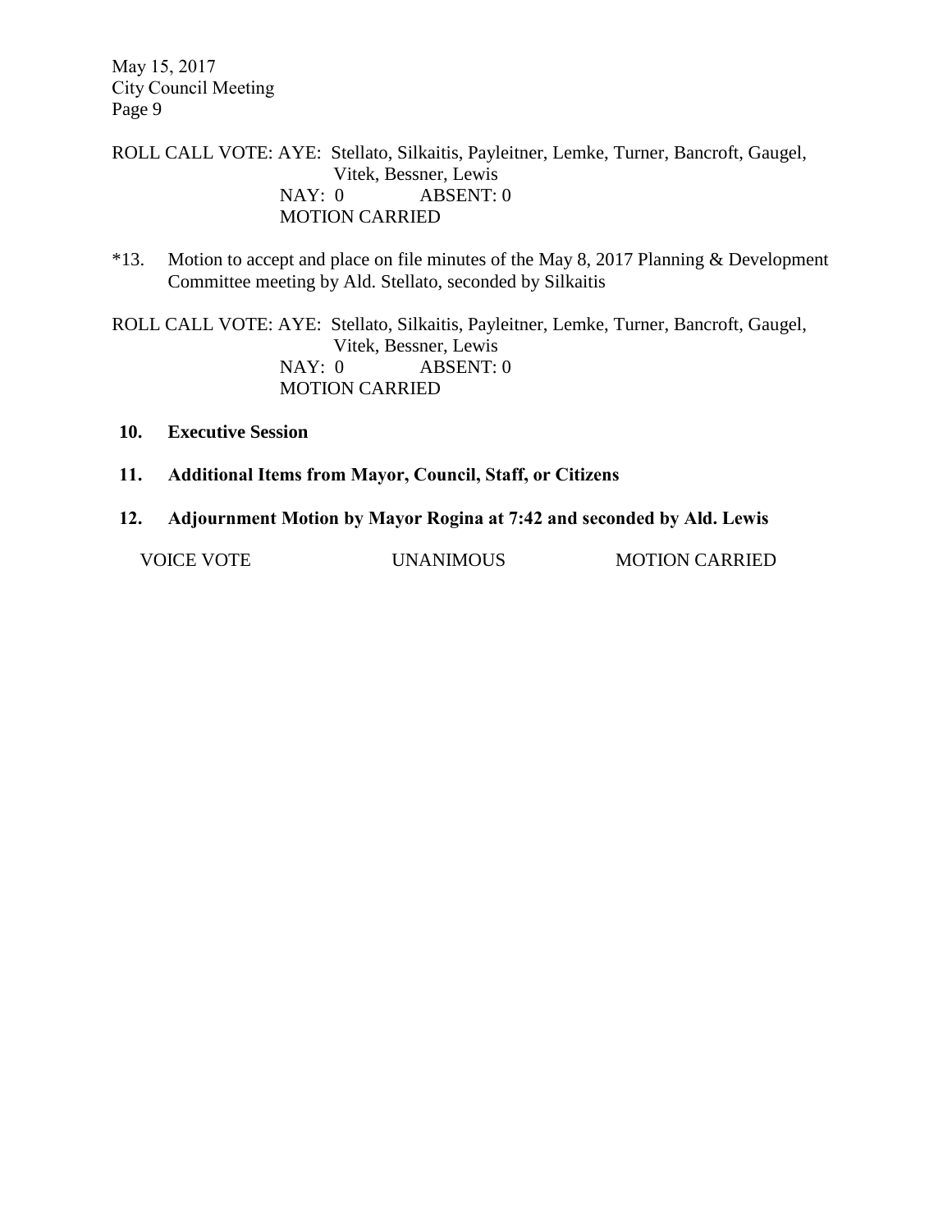ROLL CALL VOTE: AYE: Stellato, Silkaitis, Payleitner, Lemke, Turner, Bancroft, Gaugel, Vitek, Bessner, Lewis
NAY: 0 ABSENT: 0
MOTION CARRIED

*13. Motion to accept and place on file minutes of the May 8, 2017 Planning & Development Committee meeting by Ald. Stellato, seconded by Silkaitis

ROLL CALL VOTE: AYE: Stellato, Silkaitis, Payleitner, Lemke, Turner, Bancroft, Gaugel, Vitek, Bessner, Lewis
NAY: 0 ABSENT: 0
MOTION CARRIED

**10. Executive Session**

**11. Additional Items from Mayor, Council, Staff, or Citizens**

**12. Adjournment Motion by Mayor Rogina at 7:42 and seconded by Ald. Lewis**

VOICE VOTE UNANIMOUS MOTION CARRIED